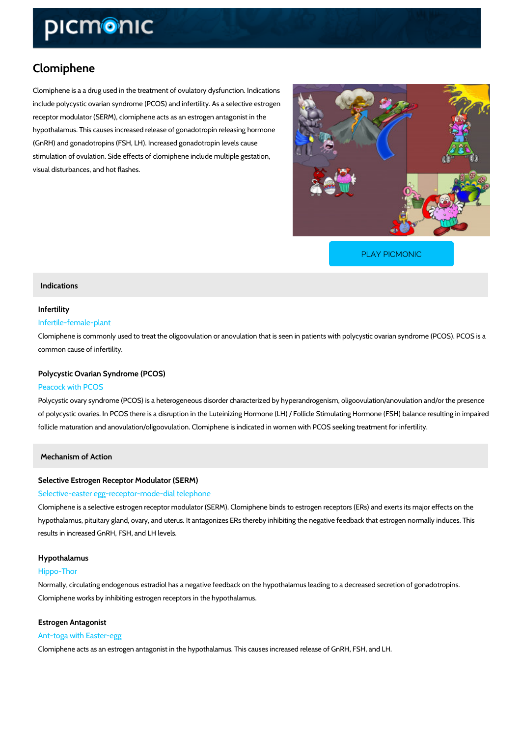# Clomiphene

Clomiphene is a a drug used in the treatment of ovulatory dysfunction. Indications include polycystic ovarian syndrome (PCOS) and infertility. As a selective estrogen receptor modulator (SERM), clomiphene acts as an estrogen antagonist in the hypothalamus. This causes increased release of gonadotropin releasing hormone (GnRH) and gonadotropins (FSH, LH). Increased gonadotropin levels cause stimulation of ovulation. Side effects of clomiphene include multiple gestation, visual disturbances, and hot flashes.

PLAY PICMONIC

## Indications

### Infertility

Infertile-female-plant

Clomiphene is commonly used to treat the oligoovulation or anovulation that is seen in patients with polycystic ovarian syndrome (PCOS). PCOS is a common cause of infertility.

### Polycystic Ovarian Syndrome (PCOS)

Peacock with PCOS

Polycystic ovary syndrome (PCOS) is a heterogeneous disorder characterized by hyperandrogenism, oligoovulation/anovulation and/or the presence of polycystic ovaries. In PCOS there is a disruption in the Luteinizing Hormone (LH) / Follicle Stimulating Hormone (FSH) balance resulting in impaired follicle maturation and anovulation/oligoovulation. Clomiphene is indicated in women with PCOS seeking treatment for infertility.

## Mechanism of Action

### Selective Estrogen Receptor Modulator (SERM)

Selective-easter egg-receptor-mode-dial telephone

Clomiphene is a selective estrogen receptor modulator (SERM). Clomiphene binds to estrogen receptors (ERs) and exerts its major effects on the hypothalamus, pituitary gland, ovary, and uterus. It antagonizes ERs thereby inhibiting the negative feedback that estrogen normally induces. This results in increased GnRH, FSH, and LH levels.

### Hypothalamus

Hippo-Thor

Normally, circulating endogenous estradiol has a negative feedback on the hypothalamus leading to a decreased secretion of gonadotropins. Clomiphene works by inhibiting estrogen receptors in the hypothalamus.

### Estrogen Antagonist

Ant-toga with Easter-egg

Clomiphene acts as an estrogen antagonist in the hypothalamus. This causes increased release of GnRH, FSH, and LH.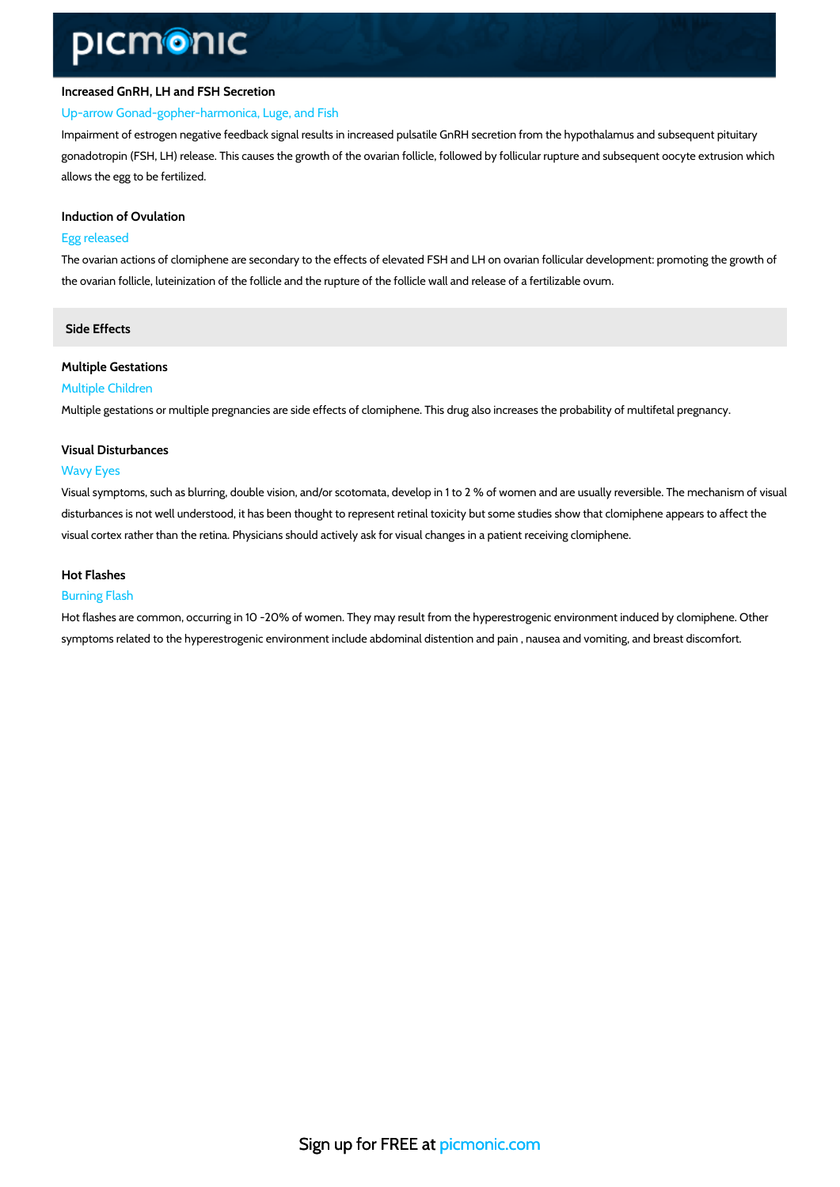### Increased GnRH, LH and FSH Secretion

Up-arrow Gonad-gopher-harmonica, Luge, and Fish

Impairment of estrogen negative feedback signal results in increased pulsatile GnRH secretion from the hypothalamus and subsequent pituitary gonadotropin (FSH, LH) release. This causes the growth of the ovarian follicle, followed by follicular rupture and subsequent oocyte extrusion which allows the egg to be fertilized.

### Induction of Ovulation

Egg released

The ovarian actions of clomiphene are secondary to the effects of elevated FSH and LH on ovarian follicular development: promoting the growth of the ovarian follicle, luteinization of the follicle and the rupture of the follicle wall and release of a fertilizable ovum.

## Side Effects

### Multiple Gestations

Multiple Children

Multiple gestations or multiple pregnancies are side effects of clomiphene. This drug also increases the probability of multifetal pregnancy.

### Visual Disturbances

Wavy Eyes

Visual symptoms, such as blurring, double vision, and/or scotomata, develop in 1 to 2 % of women and are usually reversible. The mechanism of visual disturbances is not well understood, it has been thought to represent retinal toxicity but some studies show that clomiphene appears to affect the visual cortex rather than the retina. Physicians should actively ask for visual changes in a patient receiving clomiphene.

### Hot Flashes

Burning Flash

Hot flashes are common, occurring in 10 -20% of women. They may result from the hyperestrogenic environment induced by clomiphene. Other symptoms related to the hyperestrogenic environment include abdominal distention and pain , nausea and vomiting, and breast discomfort.